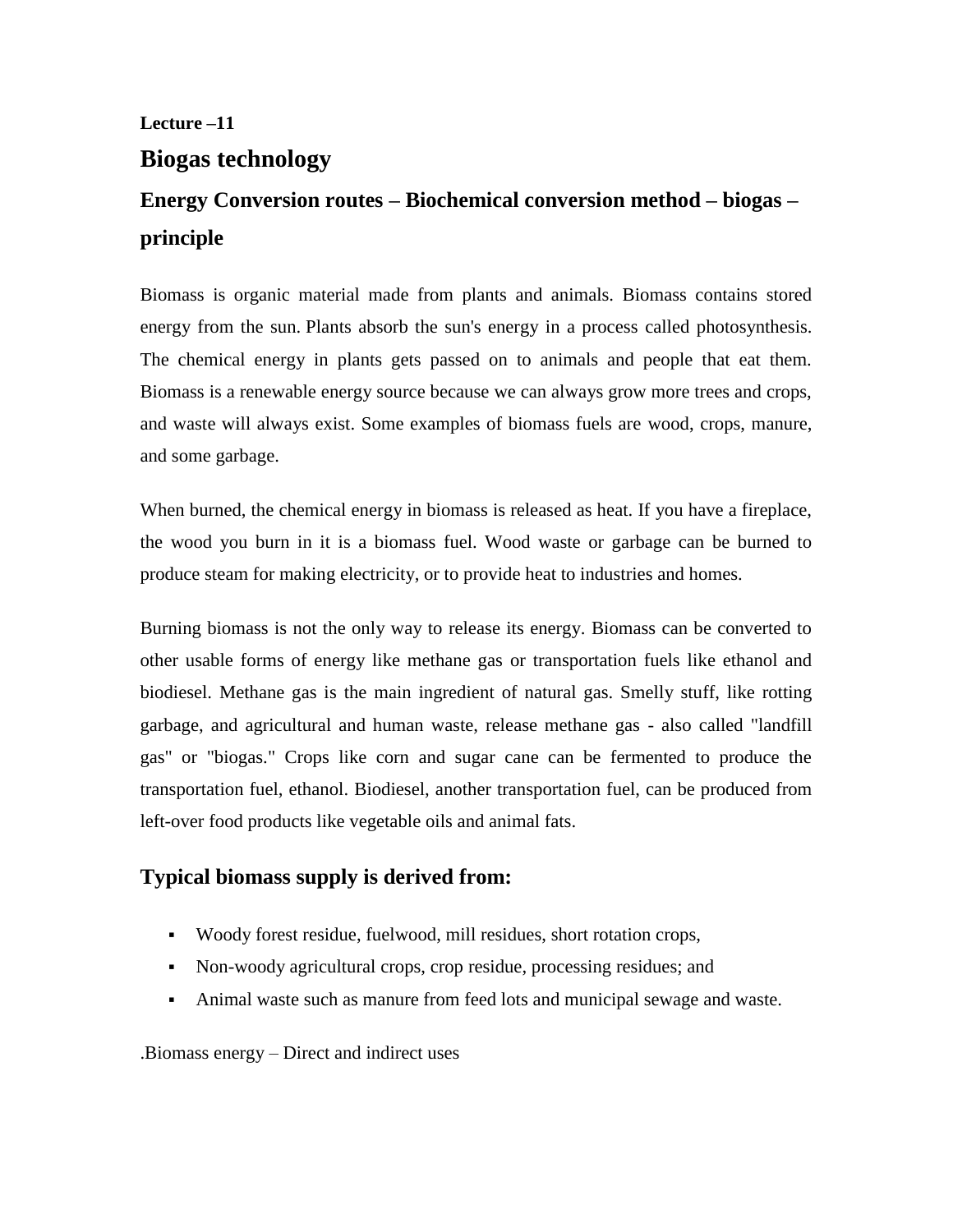**Lecture –11**

# Biogas technology

## Energy Conversion routes – Biochemical conversion method – biogas – principle

Biomass is organic material made from plants and animals. Biomass contains stored energy from the sun. Plants absorb the sun's energy in a process called photosynthesis. The chemical energy in plants gets passed on to animals and people that eat them. Biomass is a renewable energy source because we can always grow more trees and crops, and waste will always exist. Some examples of biomass fuels are wood, crops, manure, and some garbage.

When burned, the chemical energy in biomass is released as heat. If you have a fireplace, the wood you burn in it is a biomass fuel. Wood waste or garbage can be burned to produce steam for making electricity, or to provide heat to industries and homes.

Burning biomass is not the only way to release its energy. Biomass can be converted to other usable forms of energy like methane gas or transportation fuels like ethanol and biodiesel. Methane gas is the main ingredient of natural gas. Smelly stuff, like rotting garbage, and agricultural and human waste, release methane gas - also called "landfill gas" or "biogas." Crops like corn and sugar cane can be fermented to produce the transportation fuel, ethanol. Biodiesel, another transportation fuel, can be produced from left-over food products like vegetable oils and animal fats.

## Typical biomass supply is derived from:

- Woody forest residue, fuelwood, mill residues, short rotation crops,
- Non-woody agricultural crops, crop residue, processing residues; and
- Animal waste such as manure from feed lots and municipal sewage and waste.

.Biomass energy – Direct and indirect uses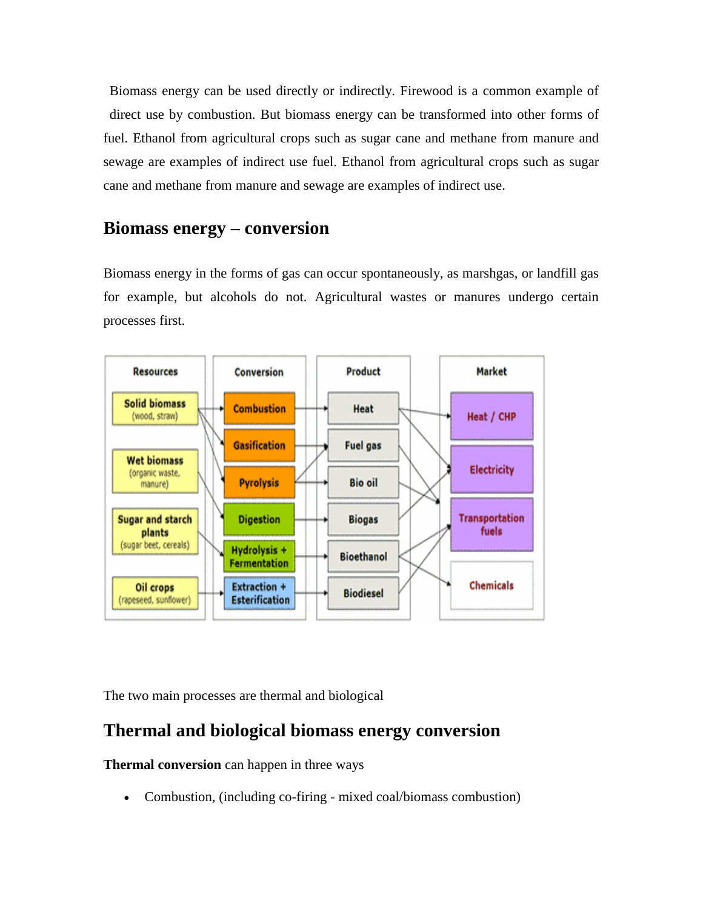Biomass energy can be used directly or indirectly. Firewood is a common example of direct use by combustion. But biomass energy can be transformed into other forms of fuel. Ethanol from agricultural crops such as sugar cane and methane from manure and sewage are examples of indirect use fuel. Ethanol from agricultural crops such as sugar cane and methane from manure and sewage are examples of indirect use.

## Biomass energy – conversion

Biomass energy in the forms of gas can occur spontaneously, as marshgas, or landfill gas for example, but alcohols do not. Agricultural wastes or manures undergo certain processes first.

The two main processes are thermal and biological

## Thermal and biological biomass energy conversion

**Thermal conversion** can happen in three ways

- Combustion, (including co-firing - mixed coal/biomass combustion)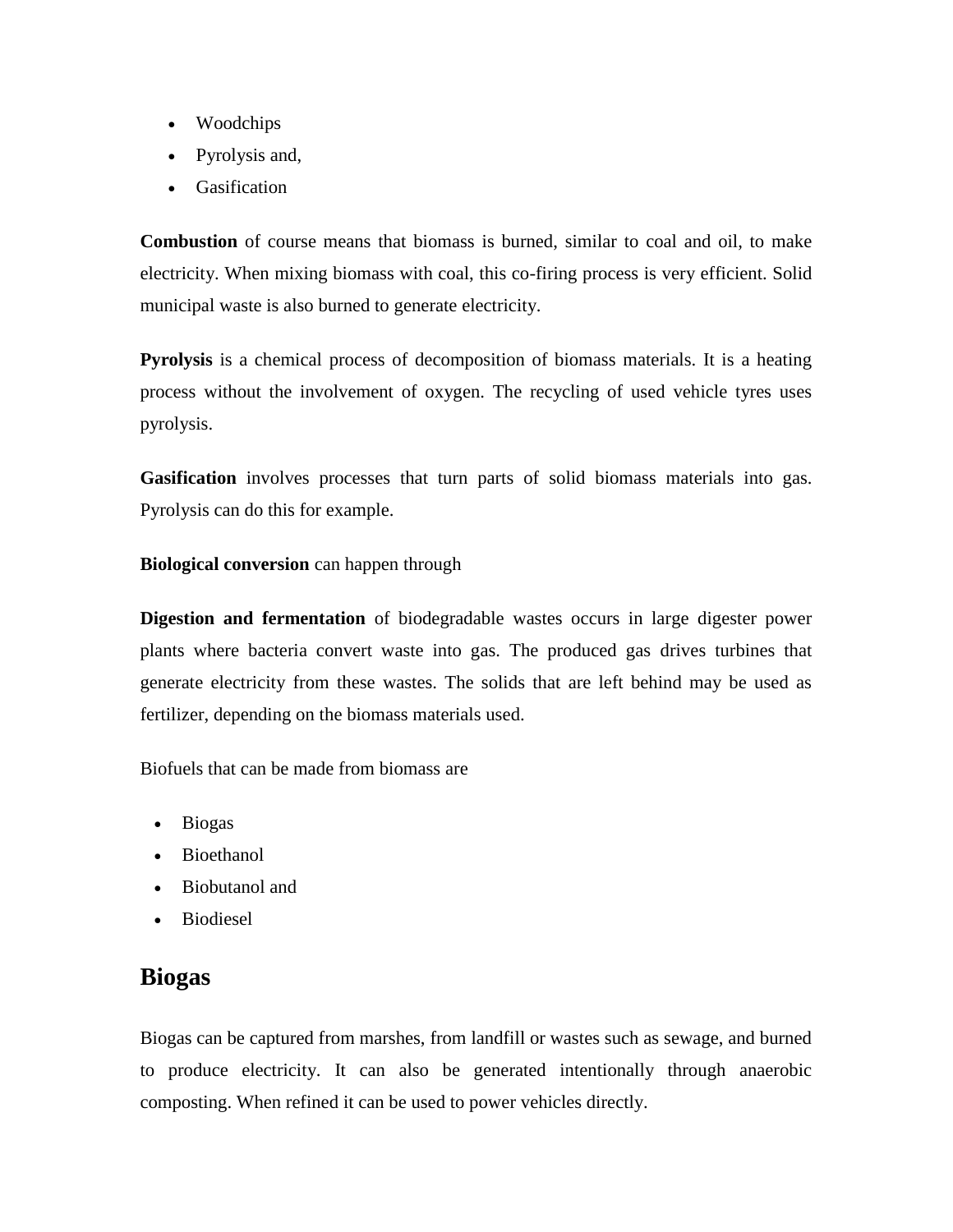- Woodchips
- Pyrolysis and,
- Gasification

**Combustion** of course means that biomass is burned, similar to coal and oil, to make electricity. When mixing biomass with coal, this co-firing process is very efficient. Solid municipal waste is also burned to generate electricity.

**Pyrolysis** is a chemical process of decomposition of biomass materials. It is a heating process without the involvement of oxygen. The recycling of used vehicle tyres uses pyrolysis.

**Gasification** involves processes that turn parts of solid biomass materials into gas. Pyrolysis can do this for example.

**Biological conversion** can happen through

**Digestion and fermentation** of biodegradable wastes occurs in large digester power plants where bacteria convert waste into gas. The produced gas drives turbines that generate electricity from these wastes. The solids that are left behind may be used as fertilizer, depending on the biomass materials used.

Biofuels that can be made from biomass are

- Biogas
- Bioethanol
- Biobutanol and
- Biodiesel

## Biogas

Biogas can be captured from marshes, from landfill or wastes such as sewage, and burned to produce electricity. It can also be generated intentionally through anaerobic composting. When refined it can be used to power vehicles directly.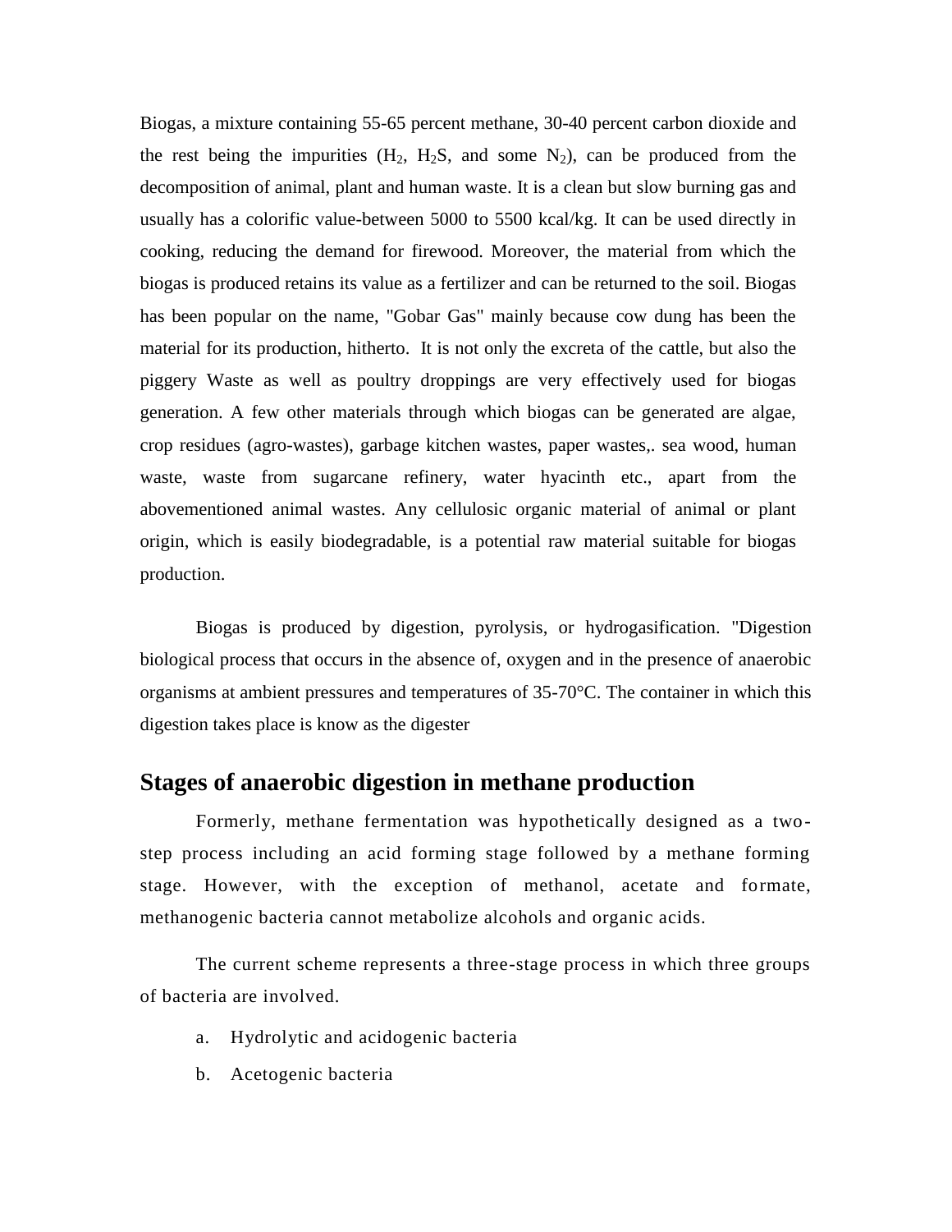Biogas, a mixture containing 55-65 percent methane, 30-40 percent carbon dioxide and the rest being the impurities ($H_2$, $H_2S$, and some $N_2$), can be produced from the decomposition of animal, plant and human waste. It is a clean but slow burning gas and usually has a colorific value-between 5000 to 5500 kcal/kg. It can be used directly in cooking, reducing the demand for firewood. Moreover, the material from which the biogas is produced retains its value as a fertilizer and can be returned to the soil. Biogas has been popular on the name, "Gobar Gas" mainly because cow dung has been the material for its production, hitherto. It is not only the excreta of the cattle, but also the piggery Waste as well as poultry droppings are very effectively used for biogas generation. A few other materials through which biogas can be generated are algae, crop residues (agro-wastes), garbage kitchen wastes, paper wastes,. sea wood, human waste, waste from sugarcane refinery, water hyacinth etc., apart from the abovementioned animal wastes. Any cellulosic organic material of animal or plant origin, which is easily biodegradable, is a potential raw material suitable for biogas production.

Biogas is produced by digestion, pyrolysis, or hydrogasification. "Digestion biological process that occurs in the absence of, oxygen and in the presence of anaerobic organisms at ambient pressures and temperatures of 35-70°C. The container in which this digestion takes place is know as the digester

## Stages of anaerobic digestion in methane production

Formerly, methane fermentation was hypothetically designed as a two-step process including an acid forming stage followed by a methane forming stage. However, with the exception of methanol, acetate and formate, methanogenic bacteria cannot metabolize alcohols and organic acids.

The current scheme represents a three-stage process in which three groups of bacteria are involved.

a. Hydrolytic and acidogenic bacteria

b. Acetogenic bacteria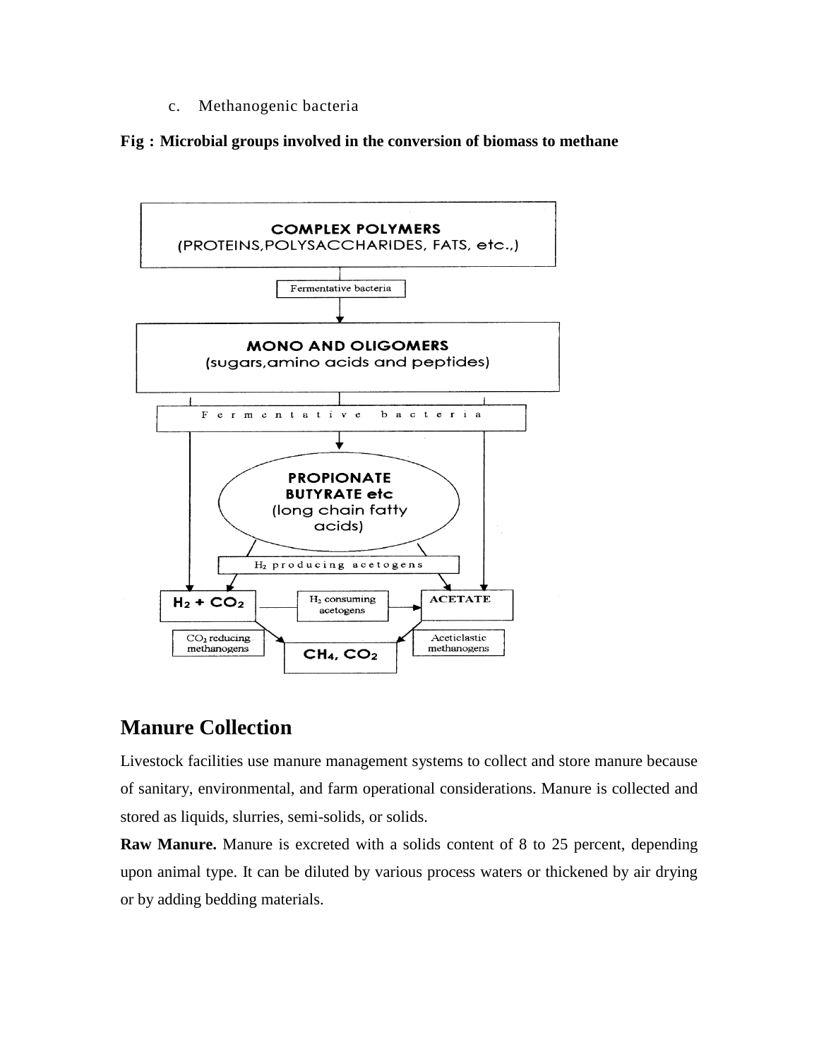c. Methanogenic bacteria

**Fig : Microbial groups involved in the conversion of biomass to methane**

COMPLEX POLYMERS
(PROTEINS,POLYSACCHARIDES, FATS, etc.,)

Fermentative bacteria

MONO AND OLIGOMERS
(sugars,amino acids and peptides)

Fermentative bacteria

PROPIONATE
BUTYRATE etc
(long chain fatty acids)

$H_2$ producing acetogens

$H_2 + CO_2$

$H_2$ consuming acetogens

ACETATE

$CO_2$ reducing methanogens

$CH_4$, $CO_2$

Aceticlastic methanogens

## Manure Collection

Livestock facilities use manure management systems to collect and store manure because of sanitary, environmental, and farm operational considerations. Manure is collected and stored as liquids, slurries, semi-solids, or solids.

**Raw Manure.** Manure is excreted with a solids content of 8 to 25 percent, depending upon animal type. It can be diluted by various process waters or thickened by air drying or by adding bedding materials.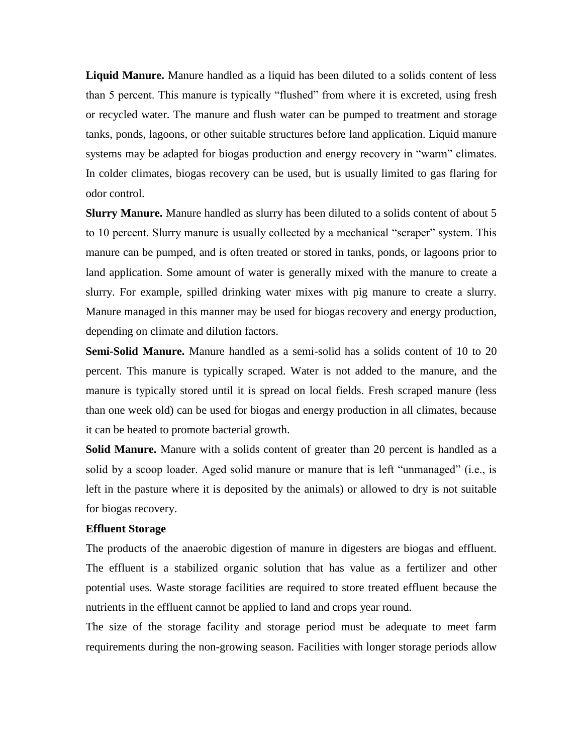**Liquid Manure.** Manure handled as a liquid has been diluted to a solids content of less than 5 percent. This manure is typically "flushed" from where it is excreted, using fresh or recycled water. The manure and flush water can be pumped to treatment and storage tanks, ponds, lagoons, or other suitable structures before land application. Liquid manure systems may be adapted for biogas production and energy recovery in "warm" climates. In colder climates, biogas recovery can be used, but is usually limited to gas flaring for odor control.

**Slurry Manure.** Manure handled as slurry has been diluted to a solids content of about 5 to 10 percent. Slurry manure is usually collected by a mechanical "scraper" system. This manure can be pumped, and is often treated or stored in tanks, ponds, or lagoons prior to land application. Some amount of water is generally mixed with the manure to create a slurry. For example, spilled drinking water mixes with pig manure to create a slurry. Manure managed in this manner may be used for biogas recovery and energy production, depending on climate and dilution factors.

**Semi-Solid Manure.** Manure handled as a semi-solid has a solids content of 10 to 20 percent. This manure is typically scraped. Water is not added to the manure, and the manure is typically stored until it is spread on local fields. Fresh scraped manure (less than one week old) can be used for biogas and energy production in all climates, because it can be heated to promote bacterial growth.

**Solid Manure.** Manure with a solids content of greater than 20 percent is handled as a solid by a scoop loader. Aged solid manure or manure that is left "unmanaged" (i.e., is left in the pasture where it is deposited by the animals) or allowed to dry is not suitable for biogas recovery.

**Effluent Storage**

The products of the anaerobic digestion of manure in digesters are biogas and effluent. The effluent is a stabilized organic solution that has value as a fertilizer and other potential uses. Waste storage facilities are required to store treated effluent because the nutrients in the effluent cannot be applied to land and crops year round.

The size of the storage facility and storage period must be adequate to meet farm requirements during the non-growing season. Facilities with longer storage periods allow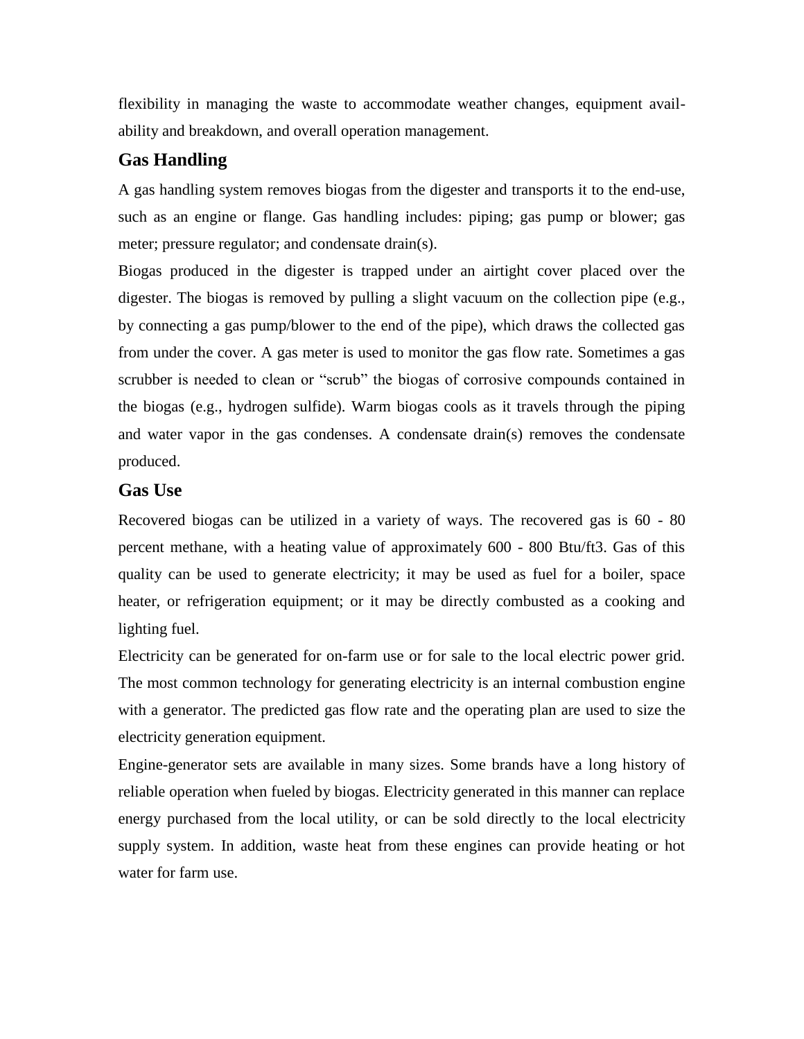flexibility in managing the waste to accommodate weather changes, equipment availability and breakdown, and overall operation management.

## Gas Handling

A gas handling system removes biogas from the digester and transports it to the end-use, such as an engine or flange. Gas handling includes: piping; gas pump or blower; gas meter; pressure regulator; and condensate drain(s).

Biogas produced in the digester is trapped under an airtight cover placed over the digester. The biogas is removed by pulling a slight vacuum on the collection pipe (e.g., by connecting a gas pump/blower to the end of the pipe), which draws the collected gas from under the cover. A gas meter is used to monitor the gas flow rate. Sometimes a gas scrubber is needed to clean or "scrub" the biogas of corrosive compounds contained in the biogas (e.g., hydrogen sulfide). Warm biogas cools as it travels through the piping and water vapor in the gas condenses. A condensate drain(s) removes the condensate produced.

## Gas Use

Recovered biogas can be utilized in a variety of ways. The recovered gas is 60 - 80 percent methane, with a heating value of approximately 600 - 800 Btu/ft3. Gas of this quality can be used to generate electricity; it may be used as fuel for a boiler, space heater, or refrigeration equipment; or it may be directly combusted as a cooking and lighting fuel.

Electricity can be generated for on-farm use or for sale to the local electric power grid. The most common technology for generating electricity is an internal combustion engine with a generator. The predicted gas flow rate and the operating plan are used to size the electricity generation equipment.

Engine-generator sets are available in many sizes. Some brands have a long history of reliable operation when fueled by biogas. Electricity generated in this manner can replace energy purchased from the local utility, or can be sold directly to the local electricity supply system. In addition, waste heat from these engines can provide heating or hot water for farm use.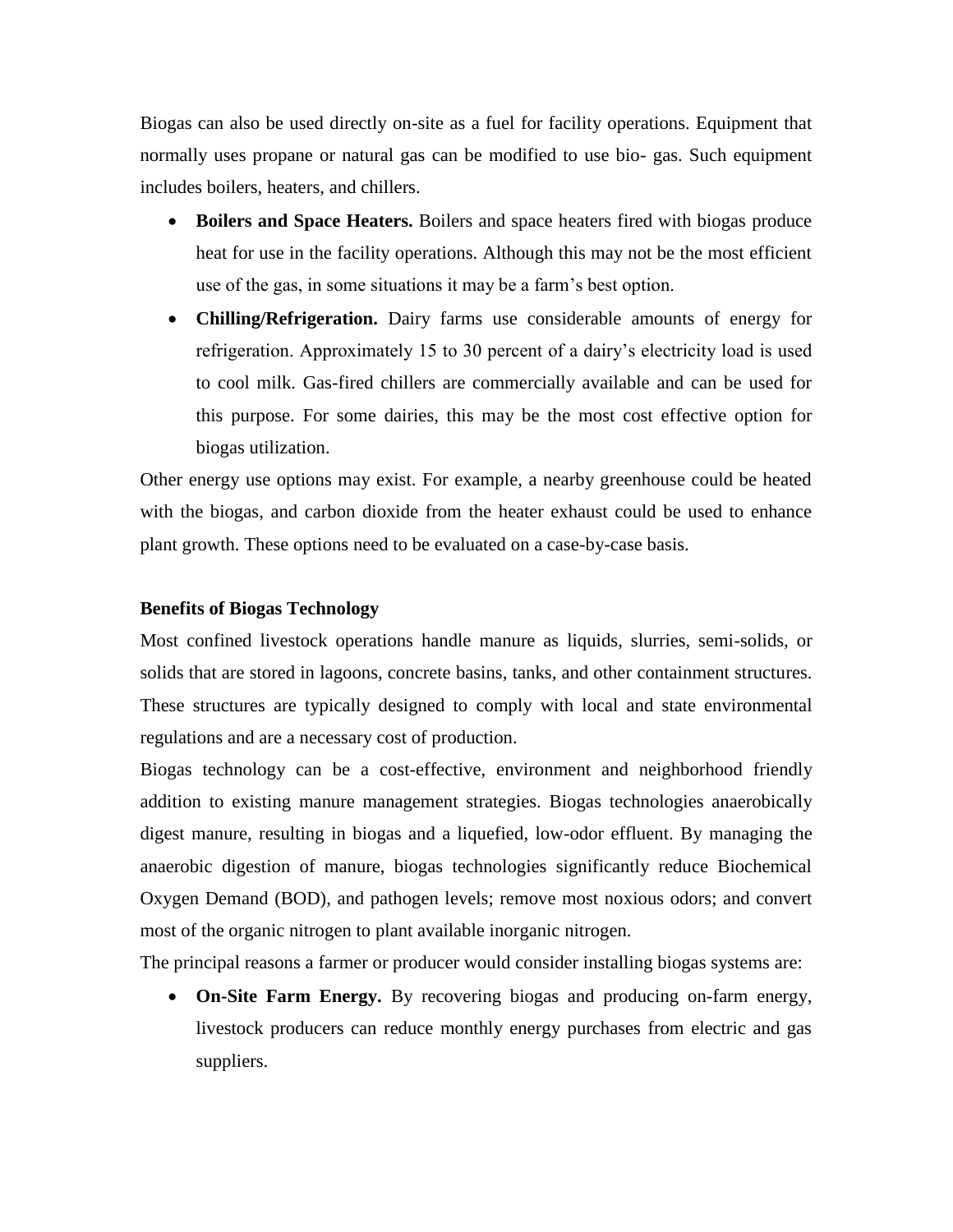Biogas can also be used directly on-site as a fuel for facility operations. Equipment that normally uses propane or natural gas can be modified to use bio- gas. Such equipment includes boilers, heaters, and chillers.

- **Boilers and Space Heaters.** Boilers and space heaters fired with biogas produce heat for use in the facility operations. Although this may not be the most efficient use of the gas, in some situations it may be a farm's best option.
- **Chilling/Refrigeration.** Dairy farms use considerable amounts of energy for refrigeration. Approximately 15 to 30 percent of a dairy's electricity load is used to cool milk. Gas-fired chillers are commercially available and can be used for this purpose. For some dairies, this may be the most cost effective option for biogas utilization.

Other energy use options may exist. For example, a nearby greenhouse could be heated with the biogas, and carbon dioxide from the heater exhaust could be used to enhance plant growth. These options need to be evaluated on a case-by-case basis.

**Benefits of Biogas Technology**

Most confined livestock operations handle manure as liquids, slurries, semi-solids, or solids that are stored in lagoons, concrete basins, tanks, and other containment structures. These structures are typically designed to comply with local and state environmental regulations and are a necessary cost of production.

Biogas technology can be a cost-effective, environment and neighborhood friendly addition to existing manure management strategies. Biogas technologies anaerobically digest manure, resulting in biogas and a liquefied, low-odor effluent. By managing the anaerobic digestion of manure, biogas technologies significantly reduce Biochemical Oxygen Demand (BOD), and pathogen levels; remove most noxious odors; and convert most of the organic nitrogen to plant available inorganic nitrogen.

The principal reasons a farmer or producer would consider installing biogas systems are:

- **On-Site Farm Energy.** By recovering biogas and producing on-farm energy, livestock producers can reduce monthly energy purchases from electric and gas suppliers.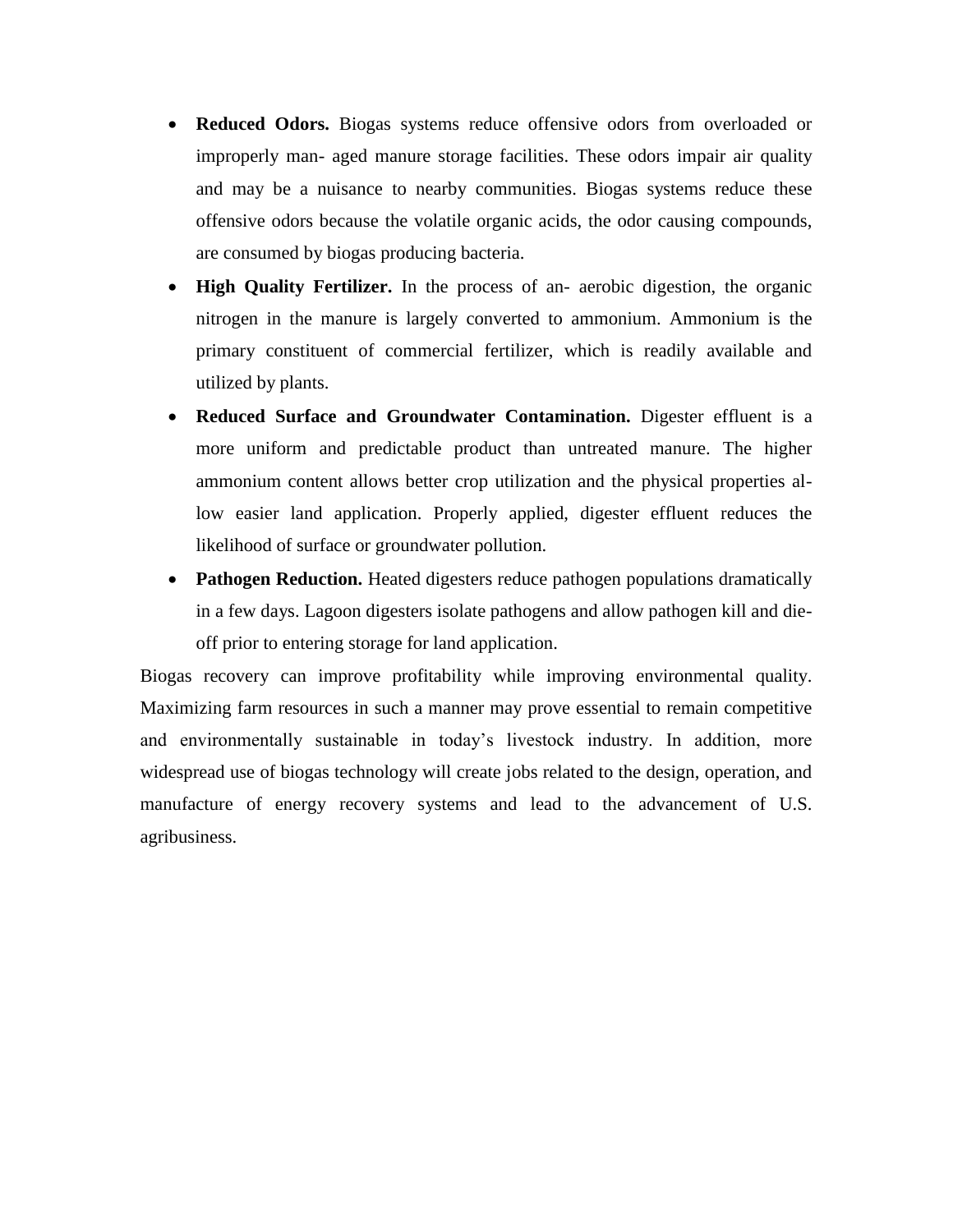- **Reduced Odors.** Biogas systems reduce offensive odors from overloaded or improperly man- aged manure storage facilities. These odors impair air quality and may be a nuisance to nearby communities. Biogas systems reduce these offensive odors because the volatile organic acids, the odor causing compounds, are consumed by biogas producing bacteria.
- **High Quality Fertilizer.** In the process of an- aerobic digestion, the organic nitrogen in the manure is largely converted to ammonium. Ammonium is the primary constituent of commercial fertilizer, which is readily available and utilized by plants.
- **Reduced Surface and Groundwater Contamination.** Digester effluent is a more uniform and predictable product than untreated manure. The higher ammonium content allows better crop utilization and the physical properties allow easier land application. Properly applied, digester effluent reduces the likelihood of surface or groundwater pollution.
- **Pathogen Reduction.** Heated digesters reduce pathogen populations dramatically in a few days. Lagoon digesters isolate pathogens and allow pathogen kill and die-off prior to entering storage for land application.

Biogas recovery can improve profitability while improving environmental quality. Maximizing farm resources in such a manner may prove essential to remain competitive and environmentally sustainable in today's livestock industry. In addition, more widespread use of biogas technology will create jobs related to the design, operation, and manufacture of energy recovery systems and lead to the advancement of U.S. agribusiness.